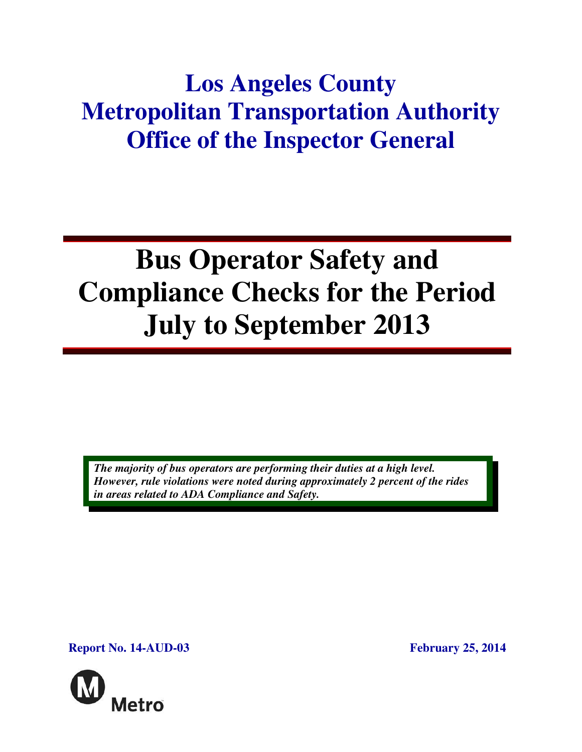# Los Angeles County Metropolitan Transportation Authority Office of the Inspector General

# Bus Operator Safety and Compliance Checks for the Period July to September 2013

***The majority of bus operators are performing their duties at a high level. However, rule violations were noted during approximately 2 percent of the rides in areas related to ADA Compliance and Safety.***

**Report No. 14-AUD-03** **February 25, 2014**

Metro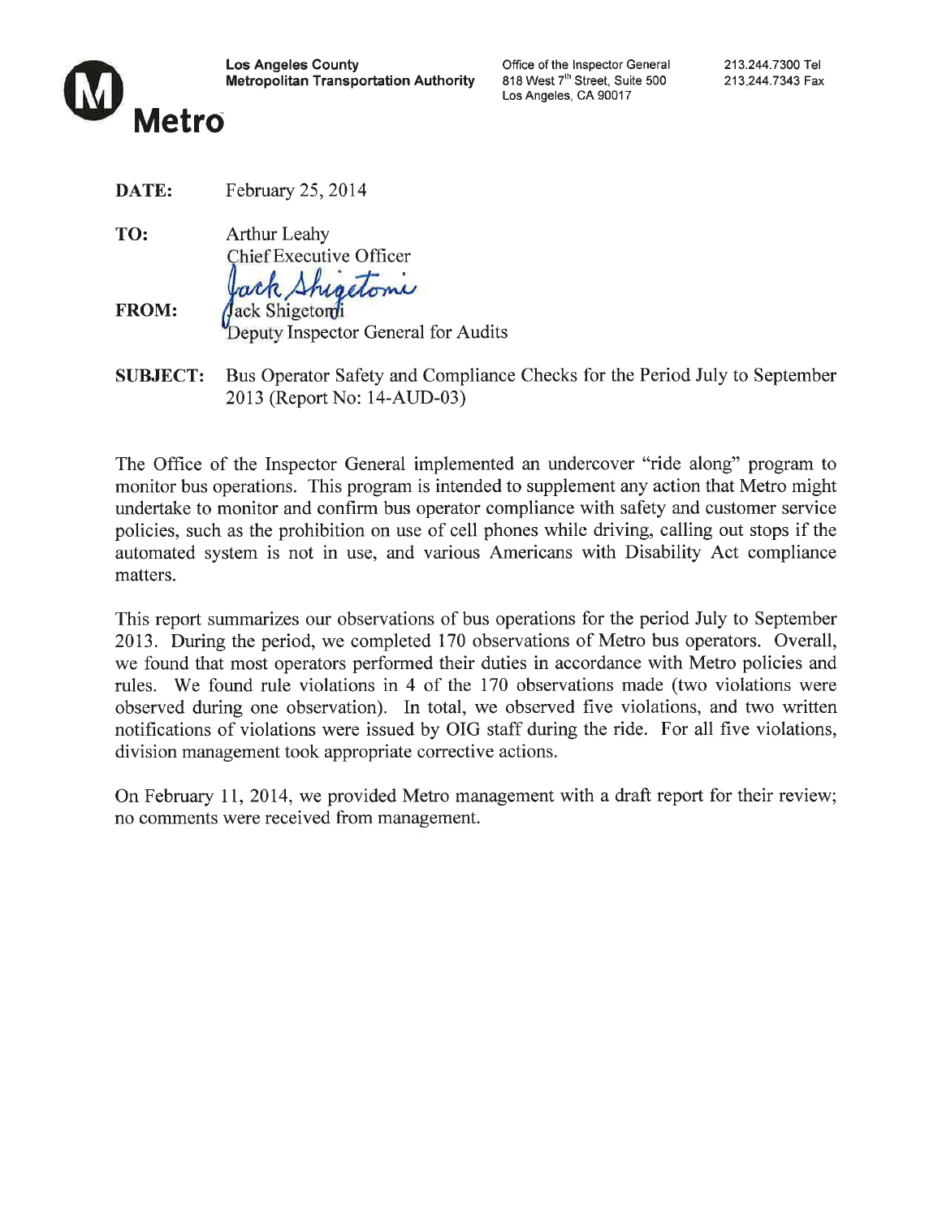**Los Angeles County Metropolitan Transportation Authority**

Office of the Inspector General
818 West 7th Street, Suite 500
Los Angeles, CA 90017

213.244.7300 Tel
213.244.7343 Fax

**Metro**

**DATE:** February 25, 2014

**TO:** Arthur Leahy
Chief Executive Officer

**FROM:** Jack Shigetomi
Deputy Inspector General for Audits

**SUBJECT:** Bus Operator Safety and Compliance Checks for the Period July to September 2013 (Report No: 14-AUD-03)

The Office of the Inspector General implemented an undercover "ride along" program to monitor bus operations. This program is intended to supplement any action that Metro might undertake to monitor and confirm bus operator compliance with safety and customer service policies, such as the prohibition on use of cell phones while driving, calling out stops if the automated system is not in use, and various Americans with Disability Act compliance matters.

This report summarizes our observations of bus operations for the period July to September 2013. During the period, we completed 170 observations of Metro bus operators. Overall, we found that most operators performed their duties in accordance with Metro policies and rules. We found rule violations in 4 of the 170 observations made (two violations were observed during one observation). In total, we observed five violations, and two written notifications of violations were issued by OIG staff during the ride. For all five violations, division management took appropriate corrective actions.

On February 11, 2014, we provided Metro management with a draft report for their review; no comments were received from management.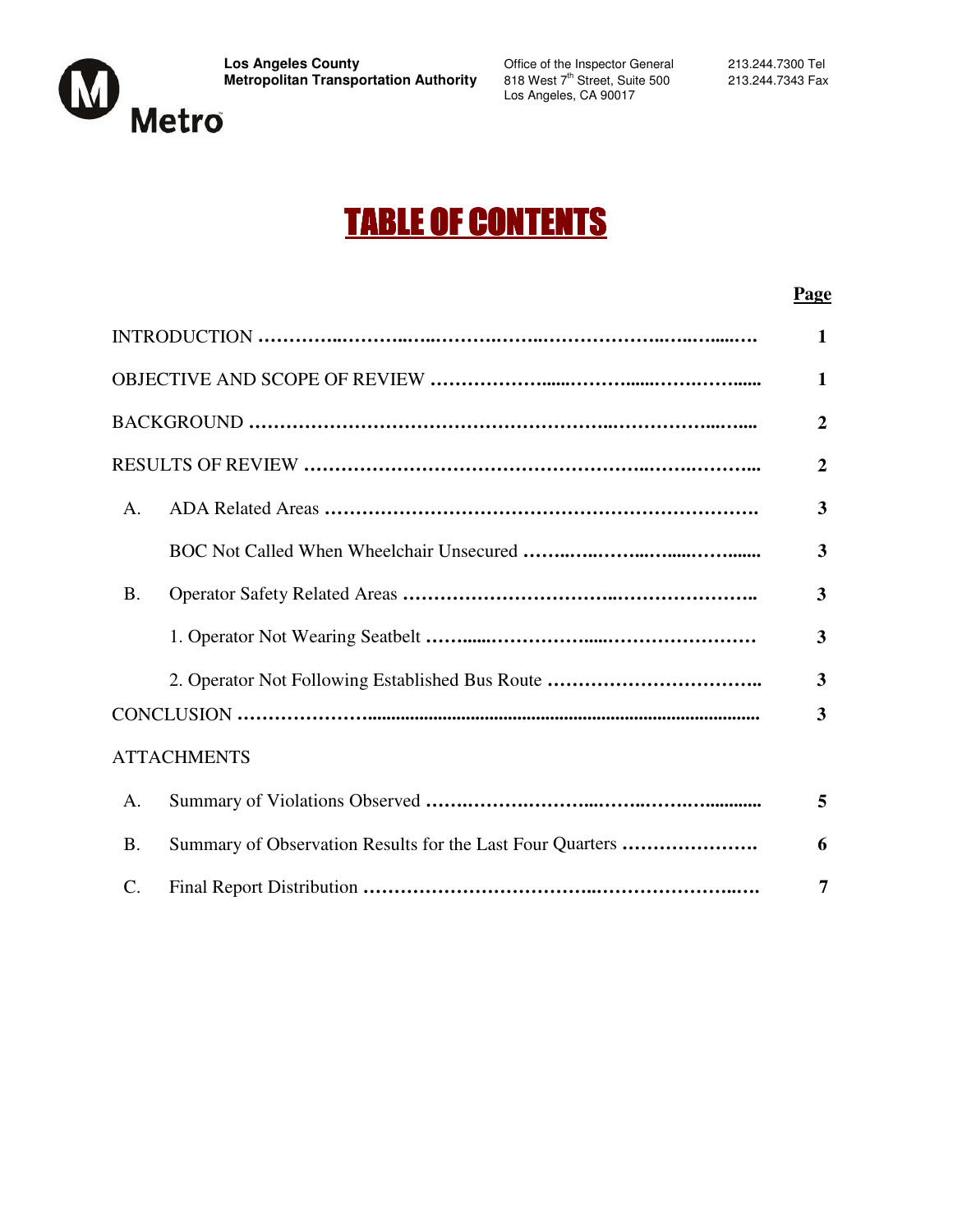Los Angeles County
Metropolitan Transportation Authority

Office of the Inspector General
818 West 7th Street, Suite 500
Los Angeles, CA 90017

213.244.7300 Tel
213.244.7343 Fax

# TABLE OF CONTENTS

| | | Page |
|---|---|---|
| INTRODUCTION | | 1 |
| OBJECTIVE AND SCOPE OF REVIEW | | 1 |
| BACKGROUND | | 2 |
| RESULTS OF REVIEW | | 2 |
| A. | ADA Related Areas | 3 |
| | BOC Not Called When Wheelchair Unsecured | 3 |
| B. | Operator Safety Related Areas | 3 |
| | 1. Operator Not Wearing Seatbelt | 3 |
| | 2. Operator Not Following Established Bus Route | 3 |
| CONCLUSION | | 3 |
| ATTACHMENTS | | |
| A. | Summary of Violations Observed | 5 |
| B. | Summary of Observation Results for the Last Four Quarters | 6 |
| C. | Final Report Distribution | 7 |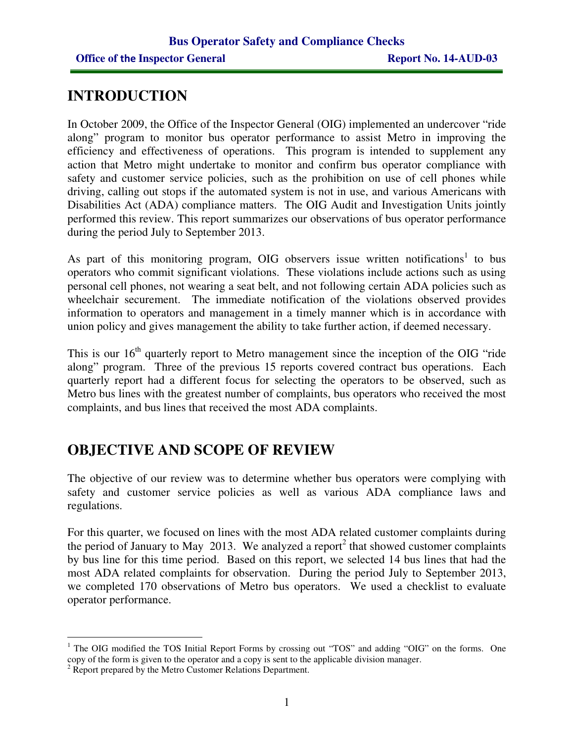# INTRODUCTION

In October 2009, the Office of the Inspector General (OIG) implemented an undercover "ride along" program to monitor bus operator performance to assist Metro in improving the efficiency and effectiveness of operations. This program is intended to supplement any action that Metro might undertake to monitor and confirm bus operator compliance with safety and customer service policies, such as the prohibition on use of cell phones while driving, calling out stops if the automated system is not in use, and various Americans with Disabilities Act (ADA) compliance matters. The OIG Audit and Investigation Units jointly performed this review. This report summarizes our observations of bus operator performance during the period July to September 2013.

As part of this monitoring program, OIG observers issue written notifications[1] to bus operators who commit significant violations. These violations include actions such as using personal cell phones, not wearing a seat belt, and not following certain ADA policies such as wheelchair securement. The immediate notification of the violations observed provides information to operators and management in a timely manner which is in accordance with union policy and gives management the ability to take further action, if deemed necessary.

This is our 16th quarterly report to Metro management since the inception of the OIG "ride along" program. Three of the previous 15 reports covered contract bus operations. Each quarterly report had a different focus for selecting the operators to be observed, such as Metro bus lines with the greatest number of complaints, bus operators who received the most complaints, and bus lines that received the most ADA complaints.

# OBJECTIVE AND SCOPE OF REVIEW

The objective of our review was to determine whether bus operators were complying with safety and customer service policies as well as various ADA compliance laws and regulations.

For this quarter, we focused on lines with the most ADA related customer complaints during the period of January to May 2013. We analyzed a report[2] that showed customer complaints by bus line for this time period. Based on this report, we selected 14 bus lines that had the most ADA related complaints for observation. During the period July to September 2013, we completed 170 observations of Metro bus operators. We used a checklist to evaluate operator performance.

---

[1] The OIG modified the TOS Initial Report Forms by crossing out "TOS" and adding "OIG" on the forms. One copy of the form is given to the operator and a copy is sent to the applicable division manager.

[2] Report prepared by the Metro Customer Relations Department.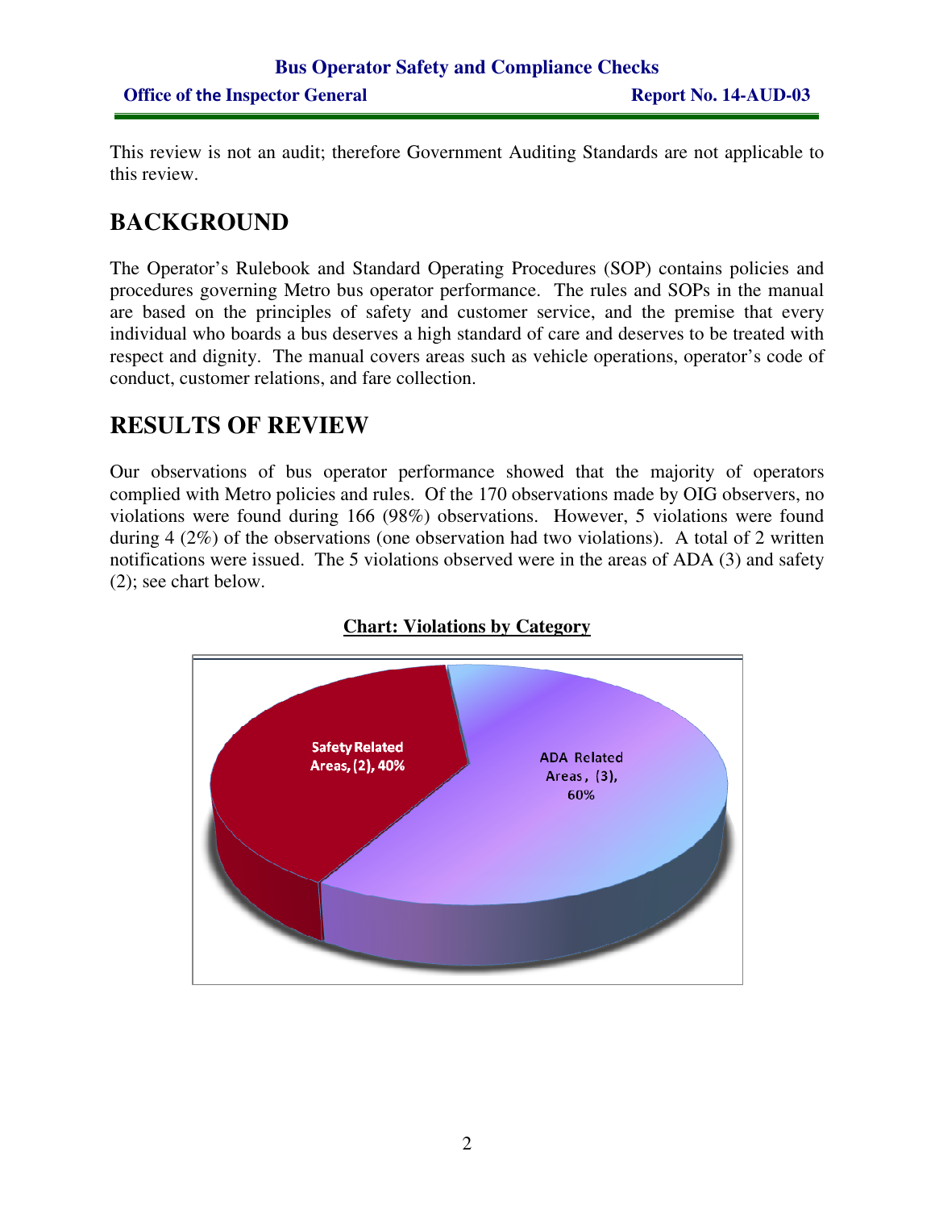This review is not an audit; therefore Government Auditing Standards are not applicable to this review.

## BACKGROUND

The Operator's Rulebook and Standard Operating Procedures (SOP) contains policies and procedures governing Metro bus operator performance. The rules and SOPs in the manual are based on the principles of safety and customer service, and the premise that every individual who boards a bus deserves a high standard of care and deserves to be treated with respect and dignity. The manual covers areas such as vehicle operations, operator's code of conduct, customer relations, and fare collection.

## RESULTS OF REVIEW

Our observations of bus operator performance showed that the majority of operators complied with Metro policies and rules. Of the 170 observations made by OIG observers, no violations were found during 166 (98%) observations. However, 5 violations were found during 4 (2%) of the observations (one observation had two violations). A total of 2 written notifications were issued. The 5 violations observed were in the areas of ADA (3) and safety (2); see chart below.

**Chart: Violations by Category**

Safety Related Areas, (2), 40%

ADA Related Areas, (3), 60%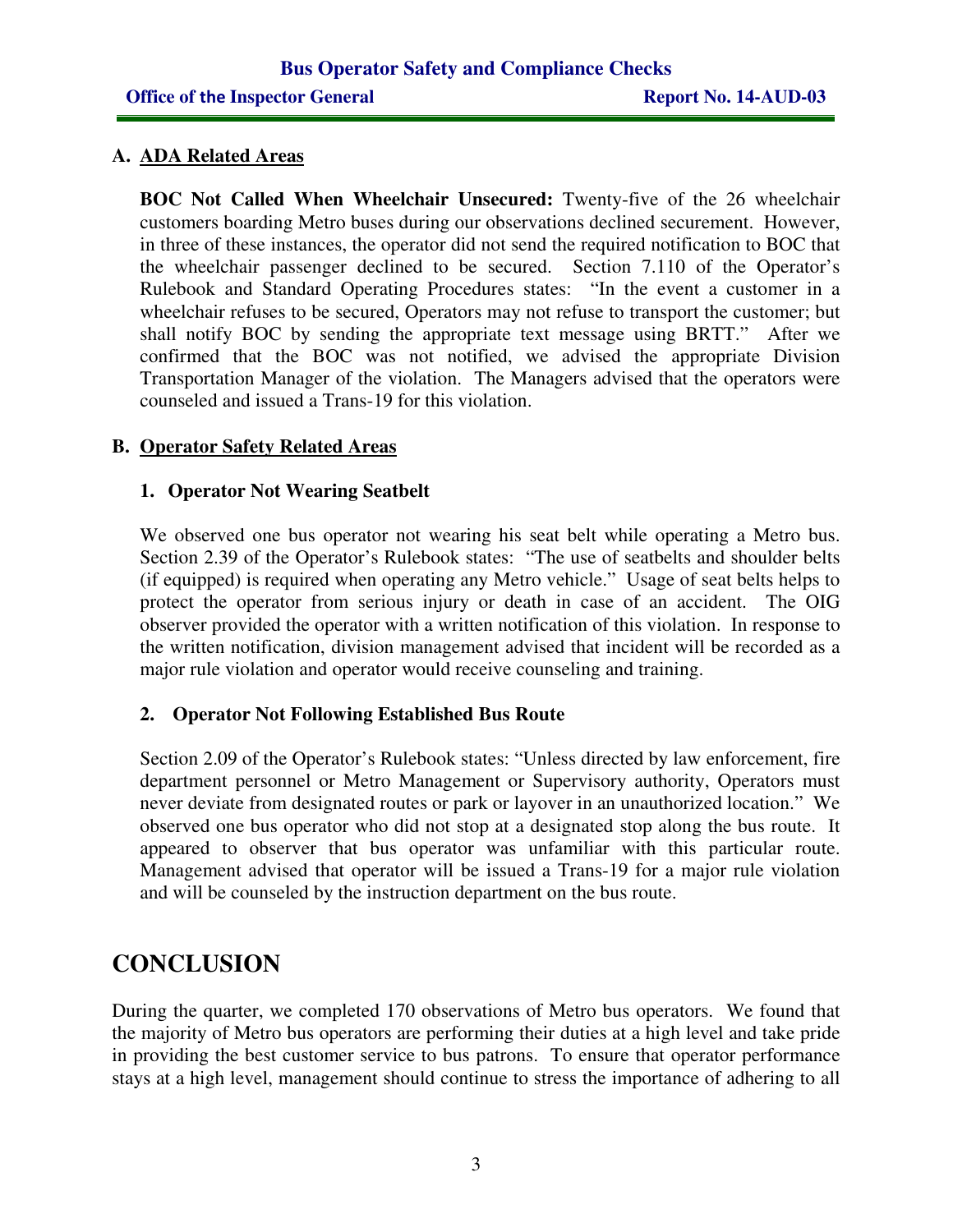## A. ADA Related Areas

**BOC Not Called When Wheelchair Unsecured:** Twenty-five of the 26 wheelchair customers boarding Metro buses during our observations declined securement. However, in three of these instances, the operator did not send the required notification to BOC that the wheelchair passenger declined to be secured. Section 7.110 of the Operator's Rulebook and Standard Operating Procedures states: "In the event a customer in a wheelchair refuses to be secured, Operators may not refuse to transport the customer; but shall notify BOC by sending the appropriate text message using BRTT." After we confirmed that the BOC was not notified, we advised the appropriate Division Transportation Manager of the violation. The Managers advised that the operators were counseled and issued a Trans-19 for this violation.

## B. Operator Safety Related Areas

### 1. Operator Not Wearing Seatbelt

We observed one bus operator not wearing his seat belt while operating a Metro bus. Section 2.39 of the Operator's Rulebook states: "The use of seatbelts and shoulder belts (if equipped) is required when operating any Metro vehicle." Usage of seat belts helps to protect the operator from serious injury or death in case of an accident. The OIG observer provided the operator with a written notification of this violation. In response to the written notification, division management advised that incident will be recorded as a major rule violation and operator would receive counseling and training.

### 2. Operator Not Following Established Bus Route

Section 2.09 of the Operator's Rulebook states: "Unless directed by law enforcement, fire department personnel or Metro Management or Supervisory authority, Operators must never deviate from designated routes or park or layover in an unauthorized location." We observed one bus operator who did not stop at a designated stop along the bus route. It appeared to observer that bus operator was unfamiliar with this particular route. Management advised that operator will be issued a Trans-19 for a major rule violation and will be counseled by the instruction department on the bus route.

# CONCLUSION

During the quarter, we completed 170 observations of Metro bus operators. We found that the majority of Metro bus operators are performing their duties at a high level and take pride in providing the best customer service to bus patrons. To ensure that operator performance stays at a high level, management should continue to stress the importance of adhering to all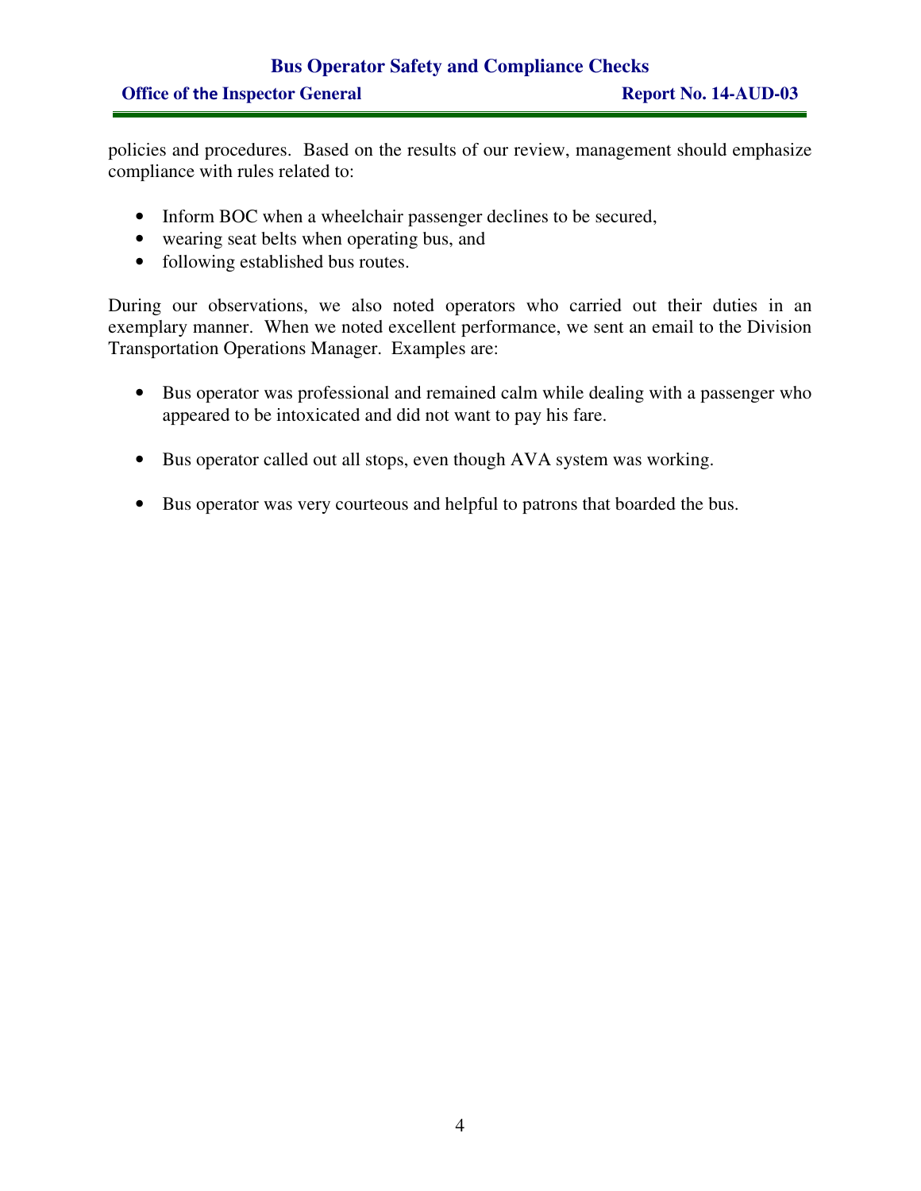policies and procedures. Based on the results of our review, management should emphasize compliance with rules related to:

- Inform BOC when a wheelchair passenger declines to be secured,
- wearing seat belts when operating bus, and
- following established bus routes.

During our observations, we also noted operators who carried out their duties in an exemplary manner. When we noted excellent performance, we sent an email to the Division Transportation Operations Manager. Examples are:

- Bus operator was professional and remained calm while dealing with a passenger who appeared to be intoxicated and did not want to pay his fare.

- Bus operator called out all stops, even though AVA system was working.

- Bus operator was very courteous and helpful to patrons that boarded the bus.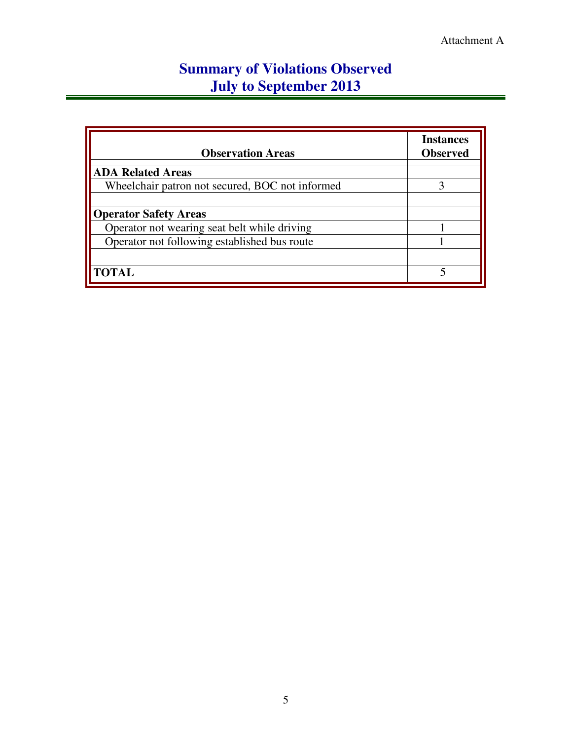Attachment A

# Summary of Violations Observed
# July to September 2013

| Observation Areas | Instances Observed |
|---|---|
| **ADA Related Areas** | |
| Wheelchair patron not secured, BOC not informed | 3 |
| | |
| **Operator Safety Areas** | |
| Operator not wearing seat belt while driving | 1 |
| Operator not following established bus route | 1 |
| | |
| **TOTAL** | 5 |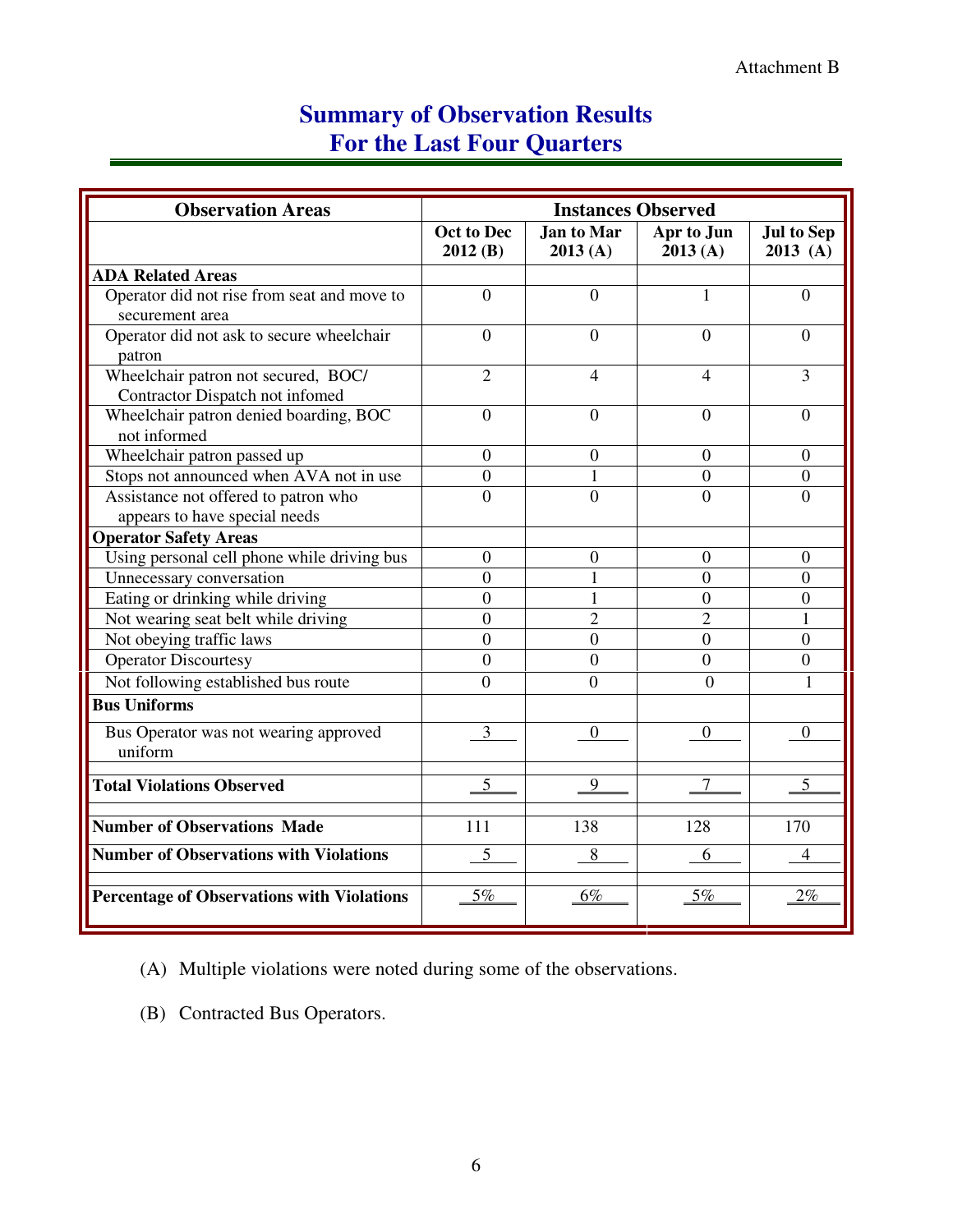Attachment B

# Summary of Observation Results
# For the Last Four Quarters

| Observation Areas | Instances Observed | | | |
|---|---|---|---|---|
| | Oct to Dec 2012 (B) | Jan to Mar 2013 (A) | Apr to Jun 2013 (A) | Jul to Sep 2013 (A) |
| **ADA Related Areas** | | | | |
| Operator did not rise from seat and move to securement area | 0 | 0 | 1 | 0 |
| Operator did not ask to secure wheelchair patron | 0 | 0 | 0 | 0 |
| Wheelchair patron not secured, BOC/ Contractor Dispatch not infomed | 2 | 4 | 4 | 3 |
| Wheelchair patron denied boarding, BOC not informed | 0 | 0 | 0 | 0 |
| Wheelchair patron passed up | 0 | 0 | 0 | 0 |
| Stops not announced when AVA not in use | 0 | 1 | 0 | 0 |
| Assistance not offered to patron who appears to have special needs | 0 | 0 | 0 | 0 |
| **Operator Safety Areas** | | | | |
| Using personal cell phone while driving bus | 0 | 0 | 0 | 0 |
| Unnecessary conversation | 0 | 1 | 0 | 0 |
| Eating or drinking while driving | 0 | 1 | 0 | 0 |
| Not wearing seat belt while driving | 0 | 2 | 2 | 1 |
| Not obeying traffic laws | 0 | 0 | 0 | 0 |
| Operator Discourtesy | 0 | 0 | 0 | 0 |
| Not following established bus route | 0 | 0 | 0 | 1 |
| **Bus Uniforms** | | | | |
| Bus Operator was not wearing approved uniform | 3 | 0 | 0 | 0 |
| **Total Violations Observed** | 5 | 9 | 7 | 5 |
| **Number of Observations Made** | 111 | 138 | 128 | 170 |
| **Number of Observations with Violations** | 5 | 8 | 6 | 4 |
| **Percentage of Observations with Violations** | 5% | 6% | 5% | 2% |

(A) Multiple violations were noted during some of the observations.

(B) Contracted Bus Operators.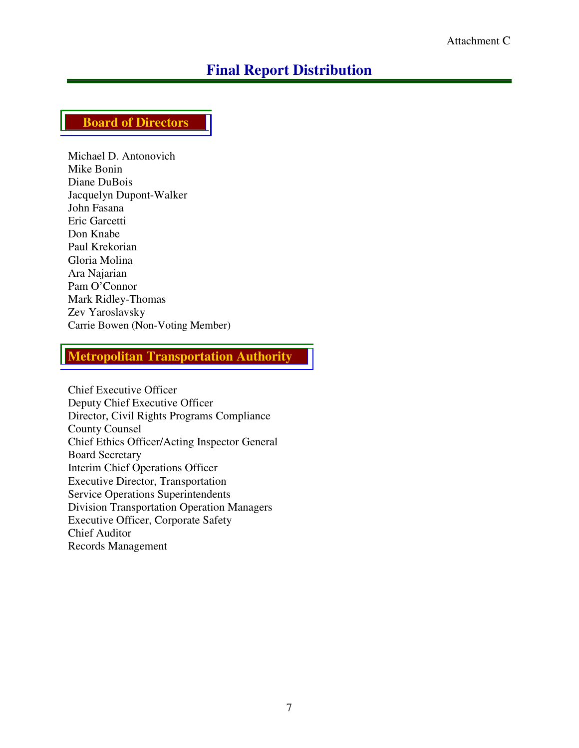Attachment C

# Final Report Distribution

## Board of Directors

Michael D. Antonovich
Mike Bonin
Diane DuBois
Jacquelyn Dupont-Walker
John Fasana
Eric Garcetti
Don Knabe
Paul Krekorian
Gloria Molina
Ara Najarian
Pam O'Connor
Mark Ridley-Thomas
Zev Yaroslavsky
Carrie Bowen (Non-Voting Member)

## Metropolitan Transportation Authority

Chief Executive Officer
Deputy Chief Executive Officer
Director, Civil Rights Programs Compliance
County Counsel
Chief Ethics Officer/Acting Inspector General
Board Secretary
Interim Chief Operations Officer
Executive Director, Transportation
Service Operations Superintendents
Division Transportation Operation Managers
Executive Officer, Corporate Safety
Chief Auditor
Records Management